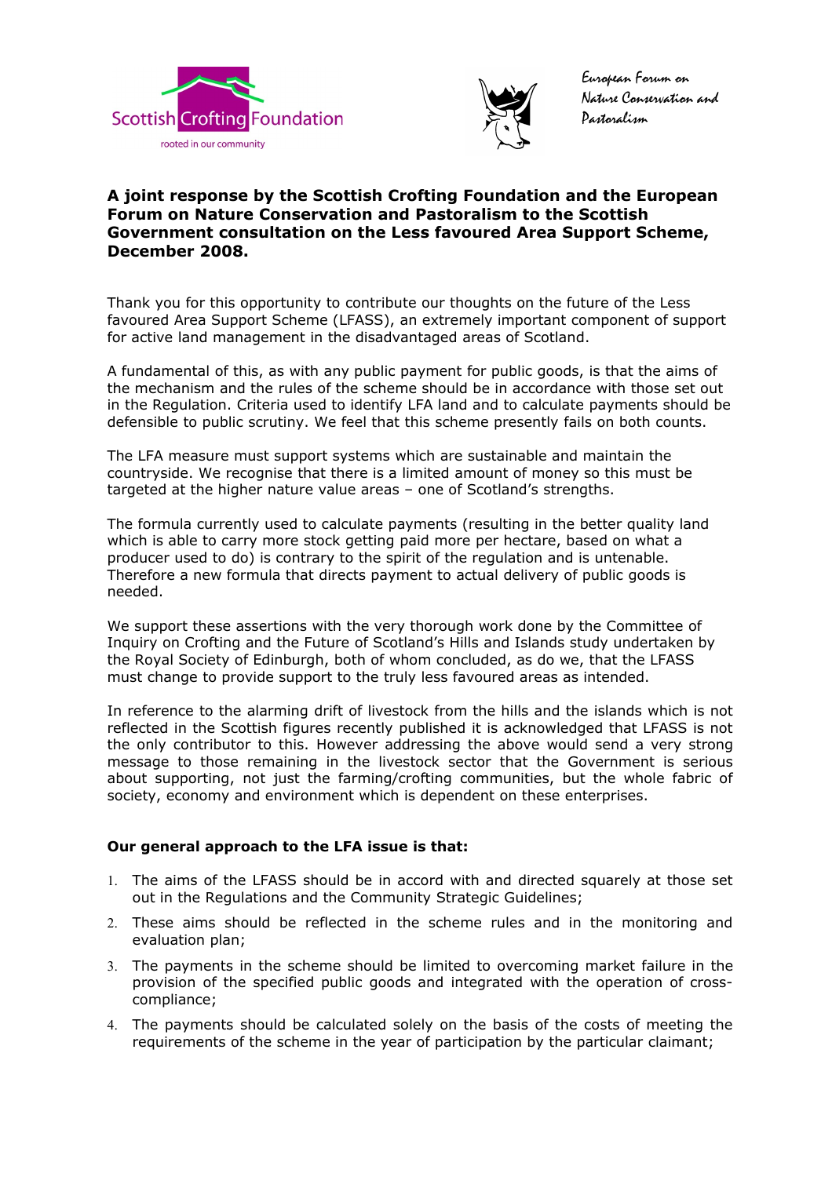Scottish Crofting Foundation
rooted in our community

European Forum on Nature Conservation and Pastoralism

**A joint response by the Scottish Crofting Foundation and the European Forum on Nature Conservation and Pastoralism to the Scottish Government consultation on the Less favoured Area Support Scheme, December 2008.**

Thank you for this opportunity to contribute our thoughts on the future of the Less favoured Area Support Scheme (LFASS), an extremely important component of support for active land management in the disadvantaged areas of Scotland.

A fundamental of this, as with any public payment for public goods, is that the aims of the mechanism and the rules of the scheme should be in accordance with those set out in the Regulation. Criteria used to identify LFA land and to calculate payments should be defensible to public scrutiny. We feel that this scheme presently fails on both counts.

The LFA measure must support systems which are sustainable and maintain the countryside. We recognise that there is a limited amount of money so this must be targeted at the higher nature value areas – one of Scotland's strengths.

The formula currently used to calculate payments (resulting in the better quality land which is able to carry more stock getting paid more per hectare, based on what a producer used to do) is contrary to the spirit of the regulation and is untenable. Therefore a new formula that directs payment to actual delivery of public goods is needed.

We support these assertions with the very thorough work done by the Committee of Inquiry on Crofting and the Future of Scotland's Hills and Islands study undertaken by the Royal Society of Edinburgh, both of whom concluded, as do we, that the LFASS must change to provide support to the truly less favoured areas as intended.

In reference to the alarming drift of livestock from the hills and the islands which is not reflected in the Scottish figures recently published it is acknowledged that LFASS is not the only contributor to this. However addressing the above would send a very strong message to those remaining in the livestock sector that the Government is serious about supporting, not just the farming/crofting communities, but the whole fabric of society, economy and environment which is dependent on these enterprises.

**Our general approach to the LFA issue is that:**

1. The aims of the LFASS should be in accord with and directed squarely at those set out in the Regulations and the Community Strategic Guidelines;
2. These aims should be reflected in the scheme rules and in the monitoring and evaluation plan;
3. The payments in the scheme should be limited to overcoming market failure in the provision of the specified public goods and integrated with the operation of cross-compliance;
4. The payments should be calculated solely on the basis of the costs of meeting the requirements of the scheme in the year of participation by the particular claimant;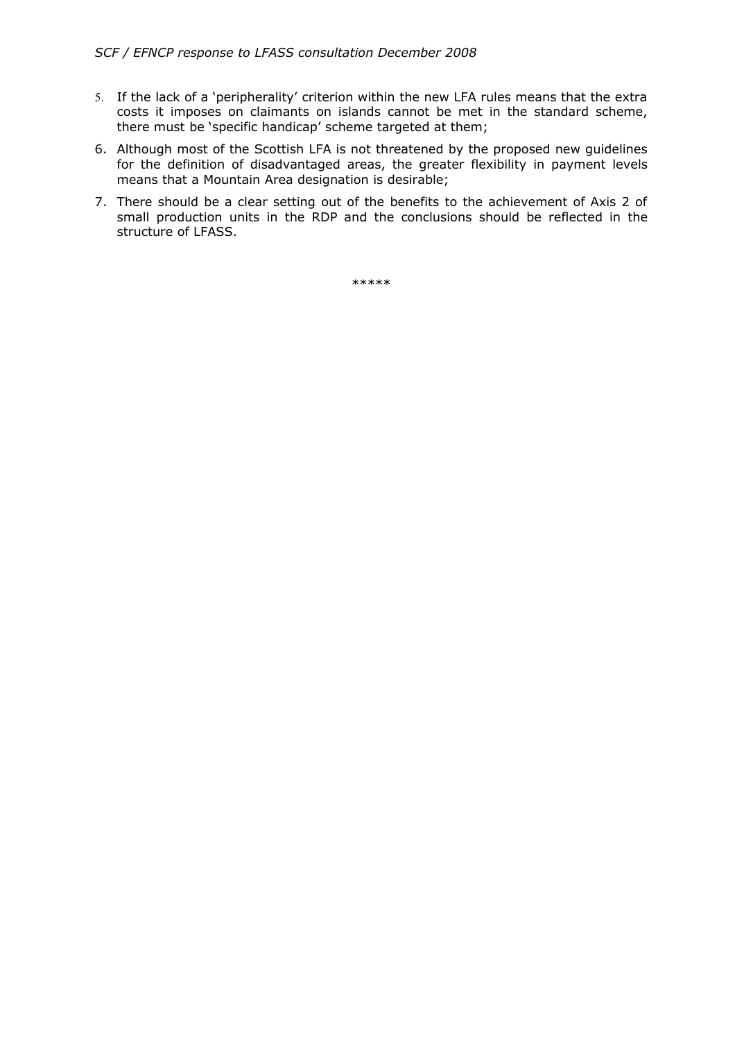5. If the lack of a 'peripherality' criterion within the new LFA rules means that the extra costs it imposes on claimants on islands cannot be met in the standard scheme, there must be 'specific handicap' scheme targeted at them;
6. Although most of the Scottish LFA is not threatened by the proposed new guidelines for the definition of disadvantaged areas, the greater flexibility in payment levels means that a Mountain Area designation is desirable;
7. There should be a clear setting out of the benefits to the achievement of Axis 2 of small production units in the RDP and the conclusions should be reflected in the structure of LFASS.

*****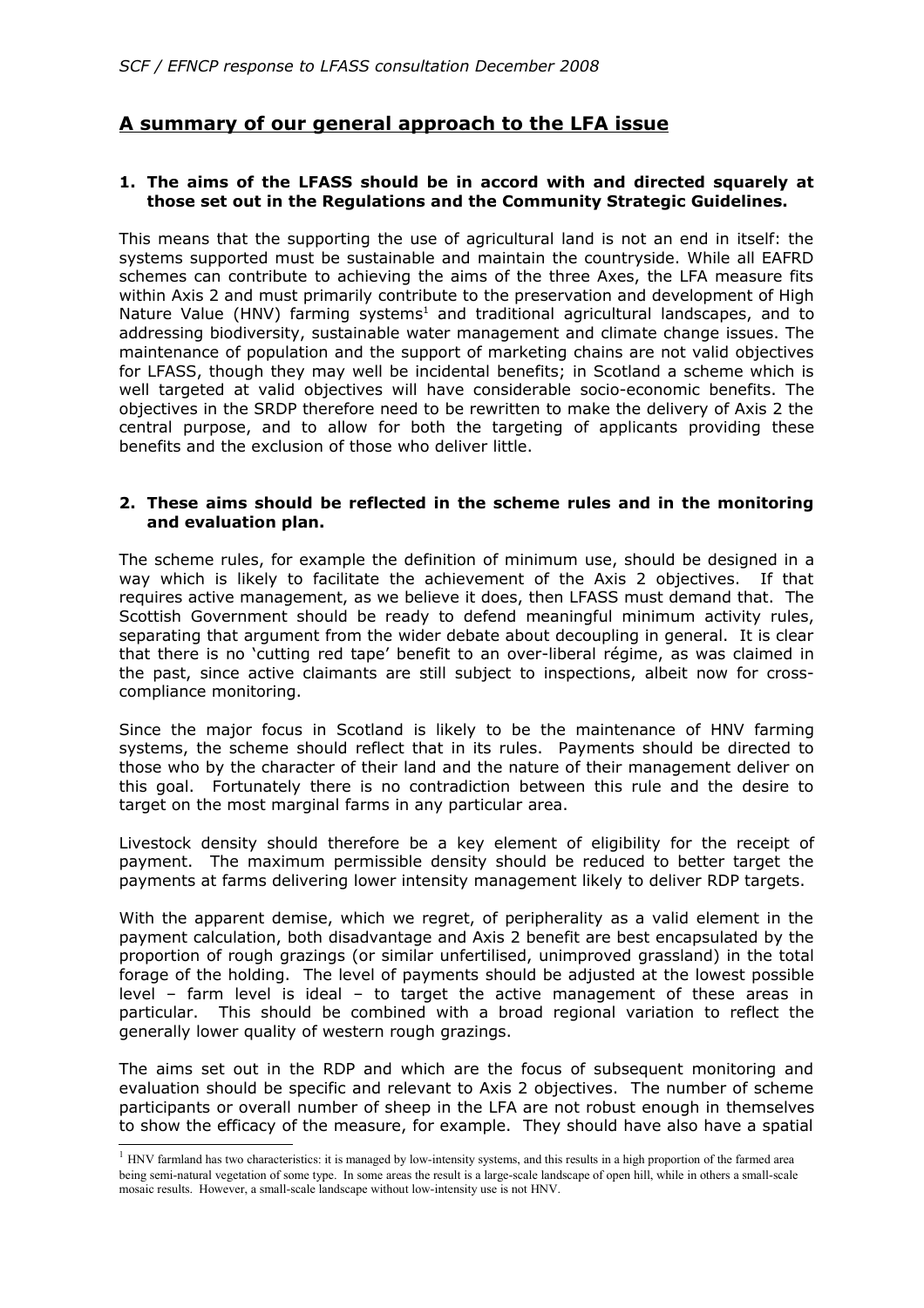## A summary of our general approach to the LFA issue

**1. The aims of the LFASS should be in accord with and directed squarely at those set out in the Regulations and the Community Strategic Guidelines.**

This means that the supporting the use of agricultural land is not an end in itself: the systems supported must be sustainable and maintain the countryside. While all EAFRD schemes can contribute to achieving the aims of the three Axes, the LFA measure fits within Axis 2 and must primarily contribute to the preservation and development of High Nature Value (HNV) farming systems[1] and traditional agricultural landscapes, and to addressing biodiversity, sustainable water management and climate change issues. The maintenance of population and the support of marketing chains are not valid objectives for LFASS, though they may well be incidental benefits; in Scotland a scheme which is well targeted at valid objectives will have considerable socio-economic benefits. The objectives in the SRDP therefore need to be rewritten to make the delivery of Axis 2 the central purpose, and to allow for both the targeting of applicants providing these benefits and the exclusion of those who deliver little.

**2. These aims should be reflected in the scheme rules and in the monitoring and evaluation plan.**

The scheme rules, for example the definition of minimum use, should be designed in a way which is likely to facilitate the achievement of the Axis 2 objectives. If that requires active management, as we believe it does, then LFASS must demand that. The Scottish Government should be ready to defend meaningful minimum activity rules, separating that argument from the wider debate about decoupling in general. It is clear that there is no 'cutting red tape' benefit to an over-liberal régime, as was claimed in the past, since active claimants are still subject to inspections, albeit now for cross-compliance monitoring.

Since the major focus in Scotland is likely to be the maintenance of HNV farming systems, the scheme should reflect that in its rules. Payments should be directed to those who by the character of their land and the nature of their management deliver on this goal. Fortunately there is no contradiction between this rule and the desire to target on the most marginal farms in any particular area.

Livestock density should therefore be a key element of eligibility for the receipt of payment. The maximum permissible density should be reduced to better target the payments at farms delivering lower intensity management likely to deliver RDP targets.

With the apparent demise, which we regret, of peripherality as a valid element in the payment calculation, both disadvantage and Axis 2 benefit are best encapsulated by the proportion of rough grazings (or similar unfertilised, unimproved grassland) in the total forage of the holding. The level of payments should be adjusted at the lowest possible level – farm level is ideal – to target the active management of these areas in particular. This should be combined with a broad regional variation to reflect the generally lower quality of western rough grazings.

The aims set out in the RDP and which are the focus of subsequent monitoring and evaluation should be specific and relevant to Axis 2 objectives. The number of scheme participants or overall number of sheep in the LFA are not robust enough in themselves to show the efficacy of the measure, for example. They should have also have a spatial

[1] HNV farmland has two characteristics: it is managed by low-intensity systems, and this results in a high proportion of the farmed area being semi-natural vegetation of some type. In some areas the result is a large-scale landscape of open hill, while in others a small-scale mosaic results. However, a small-scale landscape without low-intensity use is not HNV.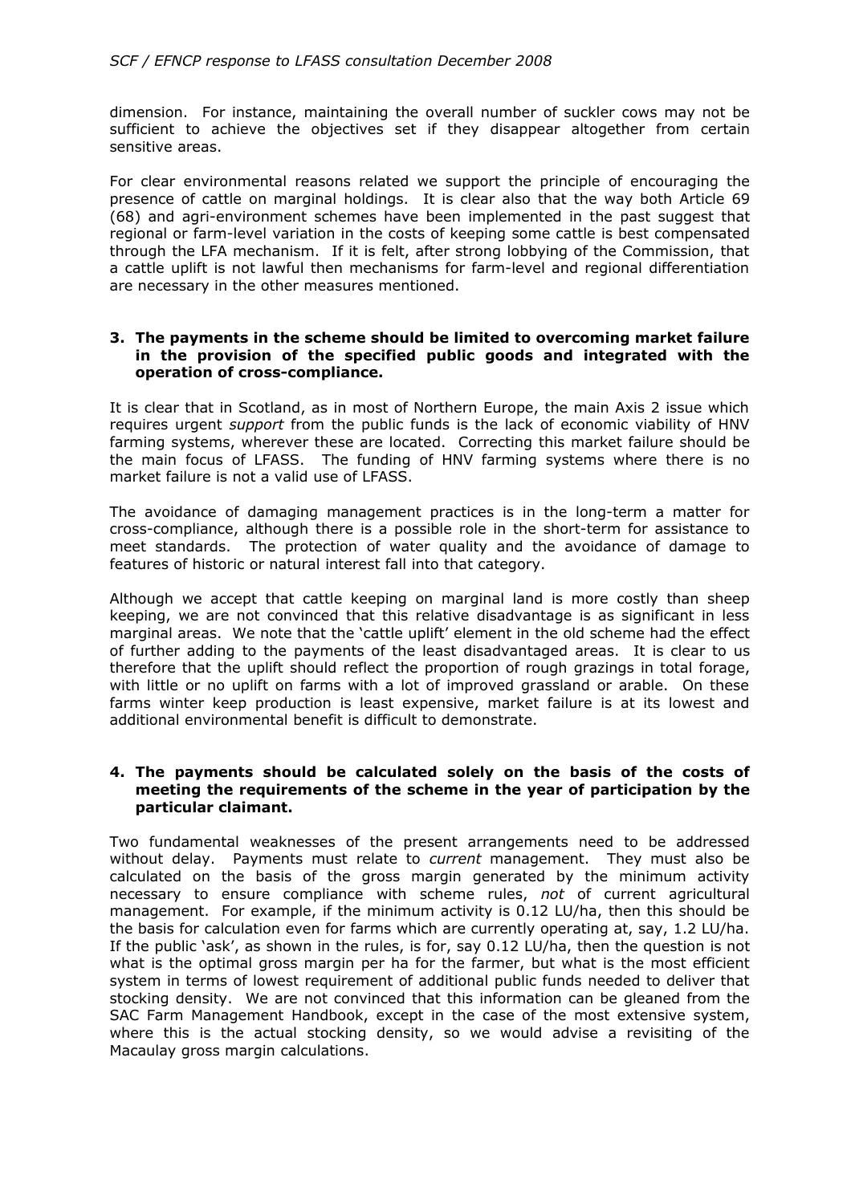dimension. For instance, maintaining the overall number of suckler cows may not be sufficient to achieve the objectives set if they disappear altogether from certain sensitive areas.

For clear environmental reasons related we support the principle of encouraging the presence of cattle on marginal holdings. It is clear also that the way both Article 69 (68) and agri-environment schemes have been implemented in the past suggest that regional or farm-level variation in the costs of keeping some cattle is best compensated through the LFA mechanism. If it is felt, after strong lobbying of the Commission, that a cattle uplift is not lawful then mechanisms for farm-level and regional differentiation are necessary in the other measures mentioned.

### 3. The payments in the scheme should be limited to overcoming market failure in the provision of the specified public goods and integrated with the operation of cross-compliance.

It is clear that in Scotland, as in most of Northern Europe, the main Axis 2 issue which requires urgent *support* from the public funds is the lack of economic viability of HNV farming systems, wherever these are located. Correcting this market failure should be the main focus of LFASS. The funding of HNV farming systems where there is no market failure is not a valid use of LFASS.

The avoidance of damaging management practices is in the long-term a matter for cross-compliance, although there is a possible role in the short-term for assistance to meet standards. The protection of water quality and the avoidance of damage to features of historic or natural interest fall into that category.

Although we accept that cattle keeping on marginal land is more costly than sheep keeping, we are not convinced that this relative disadvantage is as significant in less marginal areas. We note that the 'cattle uplift' element in the old scheme had the effect of further adding to the payments of the least disadvantaged areas. It is clear to us therefore that the uplift should reflect the proportion of rough grazings in total forage, with little or no uplift on farms with a lot of improved grassland or arable. On these farms winter keep production is least expensive, market failure is at its lowest and additional environmental benefit is difficult to demonstrate.

### 4. The payments should be calculated solely on the basis of the costs of meeting the requirements of the scheme in the year of participation by the particular claimant.

Two fundamental weaknesses of the present arrangements need to be addressed without delay. Payments must relate to *current* management. They must also be calculated on the basis of the gross margin generated by the minimum activity necessary to ensure compliance with scheme rules, *not* of current agricultural management. For example, if the minimum activity is 0.12 LU/ha, then this should be the basis for calculation even for farms which are currently operating at, say, 1.2 LU/ha. If the public 'ask', as shown in the rules, is for, say 0.12 LU/ha, then the question is not what is the optimal gross margin per ha for the farmer, but what is the most efficient system in terms of lowest requirement of additional public funds needed to deliver that stocking density. We are not convinced that this information can be gleaned from the SAC Farm Management Handbook, except in the case of the most extensive system, where this is the actual stocking density, so we would advise a revisiting of the Macaulay gross margin calculations.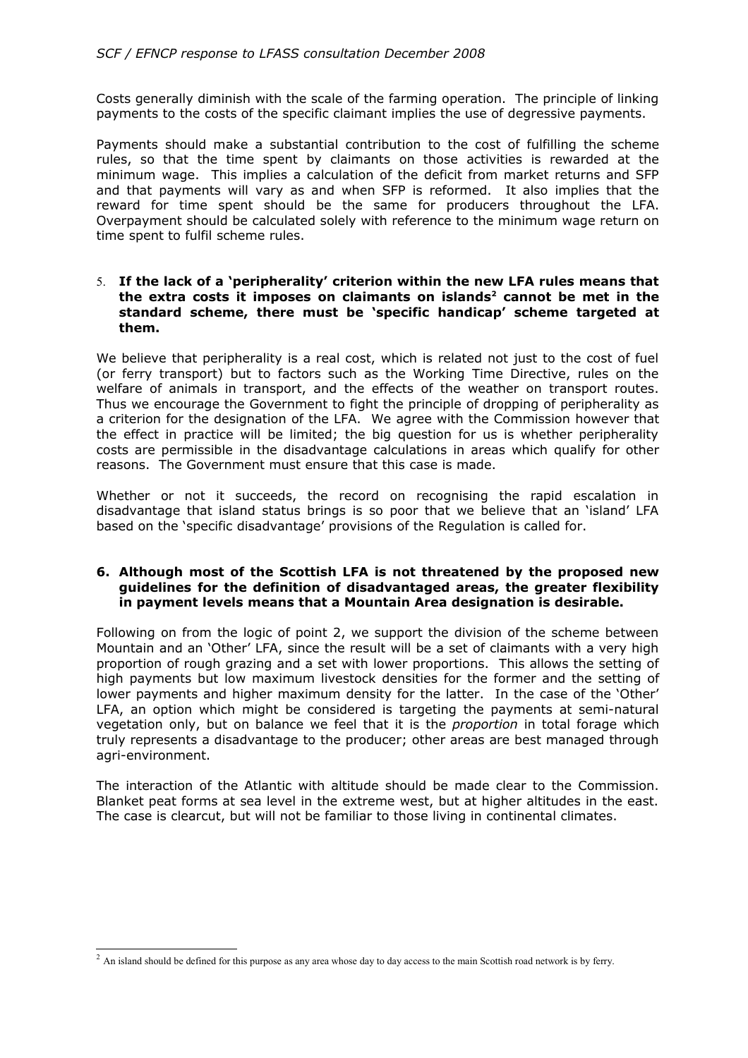Costs generally diminish with the scale of the farming operation. The principle of linking payments to the costs of the specific claimant implies the use of degressive payments.

Payments should make a substantial contribution to the cost of fulfilling the scheme rules, so that the time spent by claimants on those activities is rewarded at the minimum wage. This implies a calculation of the deficit from market returns and SFP and that payments will vary as and when SFP is reformed. It also implies that the reward for time spent should be the same for producers throughout the LFA. Overpayment should be calculated solely with reference to the minimum wage return on time spent to fulfil scheme rules.

5. **If the lack of a 'peripherality' criterion within the new LFA rules means that the extra costs it imposes on claimants on islands[2] cannot be met in the standard scheme, there must be 'specific handicap' scheme targeted at them.**

We believe that peripherality is a real cost, which is related not just to the cost of fuel (or ferry transport) but to factors such as the Working Time Directive, rules on the welfare of animals in transport, and the effects of the weather on transport routes. Thus we encourage the Government to fight the principle of dropping of peripherality as a criterion for the designation of the LFA. We agree with the Commission however that the effect in practice will be limited; the big question for us is whether peripherality costs are permissible in the disadvantage calculations in areas which qualify for other reasons. The Government must ensure that this case is made.

Whether or not it succeeds, the record on recognising the rapid escalation in disadvantage that island status brings is so poor that we believe that an 'island' LFA based on the 'specific disadvantage' provisions of the Regulation is called for.

6. **Although most of the Scottish LFA is not threatened by the proposed new guidelines for the definition of disadvantaged areas, the greater flexibility in payment levels means that a Mountain Area designation is desirable.**

Following on from the logic of point 2, we support the division of the scheme between Mountain and an 'Other' LFA, since the result will be a set of claimants with a very high proportion of rough grazing and a set with lower proportions. This allows the setting of high payments but low maximum livestock densities for the former and the setting of lower payments and higher maximum density for the latter. In the case of the 'Other' LFA, an option which might be considered is targeting the payments at semi-natural vegetation only, but on balance we feel that it is the *proportion* in total forage which truly represents a disadvantage to the producer; other areas are best managed through agri-environment.

The interaction of the Atlantic with altitude should be made clear to the Commission. Blanket peat forms at sea level in the extreme west, but at higher altitudes in the east. The case is clearcut, but will not be familiar to those living in continental climates.

---

[2] An island should be defined for this purpose as any area whose day to day access to the main Scottish road network is by ferry.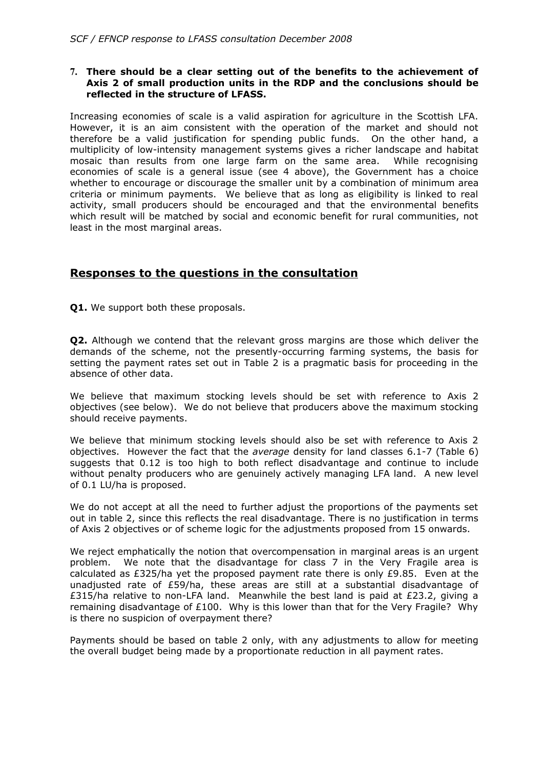**7. There should be a clear setting out of the benefits to the achievement of Axis 2 of small production units in the RDP and the conclusions should be reflected in the structure of LFASS.**

Increasing economies of scale is a valid aspiration for agriculture in the Scottish LFA. However, it is an aim consistent with the operation of the market and should not therefore be a valid justification for spending public funds. On the other hand, a multiplicity of low-intensity management systems gives a richer landscape and habitat mosaic than results from one large farm on the same area. While recognising economies of scale is a general issue (see 4 above), the Government has a choice whether to encourage or discourage the smaller unit by a combination of minimum area criteria or minimum payments. We believe that as long as eligibility is linked to real activity, small producers should be encouraged and that the environmental benefits which result will be matched by social and economic benefit for rural communities, not least in the most marginal areas.

## Responses to the questions in the consultation

**Q1.** We support both these proposals.

**Q2.** Although we contend that the relevant gross margins are those which deliver the demands of the scheme, not the presently-occurring farming systems, the basis for setting the payment rates set out in Table 2 is a pragmatic basis for proceeding in the absence of other data.

We believe that maximum stocking levels should be set with reference to Axis 2 objectives (see below). We do not believe that producers above the maximum stocking should receive payments.

We believe that minimum stocking levels should also be set with reference to Axis 2 objectives. However the fact that the *average* density for land classes 6.1-7 (Table 6) suggests that 0.12 is too high to both reflect disadvantage and continue to include without penalty producers who are genuinely actively managing LFA land. A new level of 0.1 LU/ha is proposed.

We do not accept at all the need to further adjust the proportions of the payments set out in table 2, since this reflects the real disadvantage. There is no justification in terms of Axis 2 objectives or of scheme logic for the adjustments proposed from 15 onwards.

We reject emphatically the notion that overcompensation in marginal areas is an urgent problem. We note that the disadvantage for class 7 in the Very Fragile area is calculated as £325/ha yet the proposed payment rate there is only £9.85. Even at the unadjusted rate of £59/ha, these areas are still at a substantial disadvantage of £315/ha relative to non-LFA land. Meanwhile the best land is paid at £23.2, giving a remaining disadvantage of £100. Why is this lower than that for the Very Fragile? Why is there no suspicion of overpayment there?

Payments should be based on table 2 only, with any adjustments to allow for meeting the overall budget being made by a proportionate reduction in all payment rates.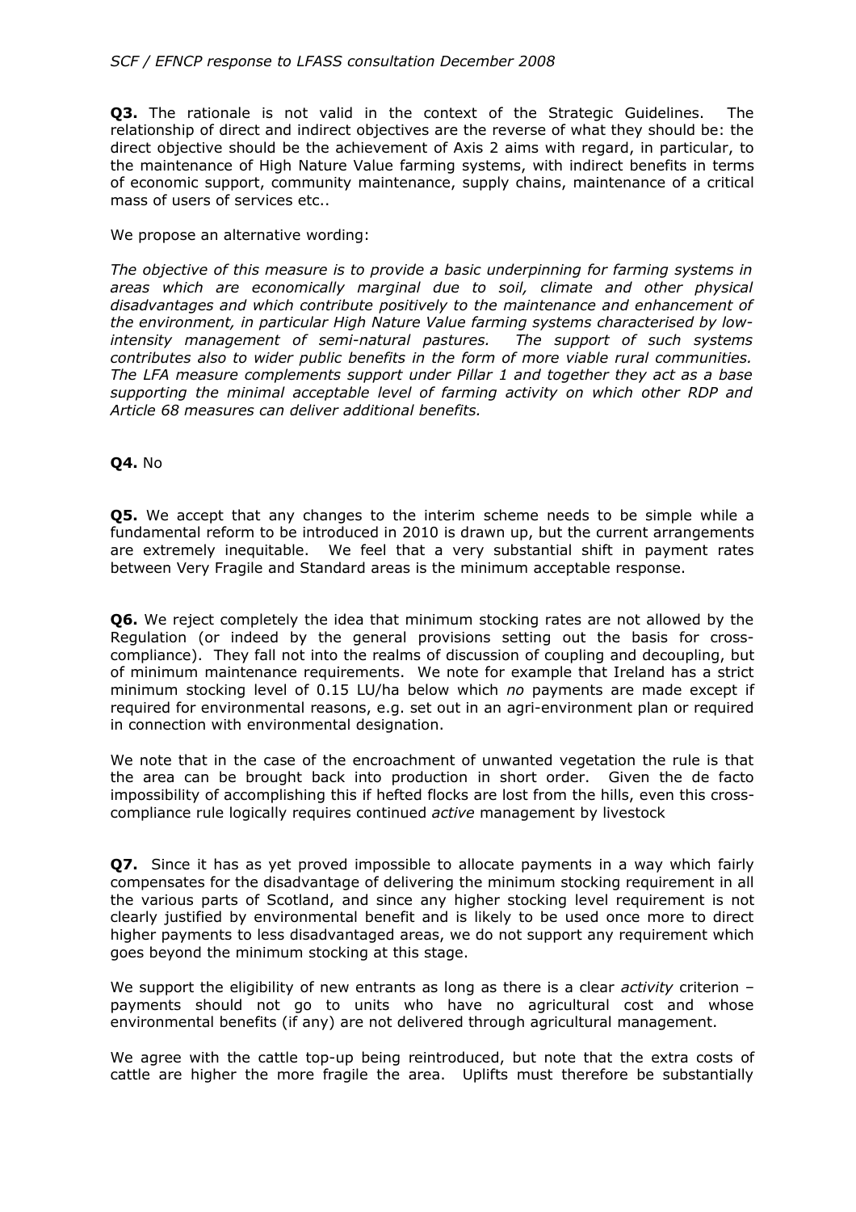**Q3.** The rationale is not valid in the context of the Strategic Guidelines. The relationship of direct and indirect objectives are the reverse of what they should be: the direct objective should be the achievement of Axis 2 aims with regard, in particular, to the maintenance of High Nature Value farming systems, with indirect benefits in terms of economic support, community maintenance, supply chains, maintenance of a critical mass of users of services etc..

We propose an alternative wording:

*The objective of this measure is to provide a basic underpinning for farming systems in areas which are economically marginal due to soil, climate and other physical disadvantages and which contribute positively to the maintenance and enhancement of the environment, in particular High Nature Value farming systems characterised by low-intensity management of semi-natural pastures. The support of such systems contributes also to wider public benefits in the form of more viable rural communities. The LFA measure complements support under Pillar 1 and together they act as a base supporting the minimal acceptable level of farming activity on which other RDP and Article 68 measures can deliver additional benefits.*

**Q4.** No

**Q5.** We accept that any changes to the interim scheme needs to be simple while a fundamental reform to be introduced in 2010 is drawn up, but the current arrangements are extremely inequitable. We feel that a very substantial shift in payment rates between Very Fragile and Standard areas is the minimum acceptable response.

**Q6.** We reject completely the idea that minimum stocking rates are not allowed by the Regulation (or indeed by the general provisions setting out the basis for cross-compliance). They fall not into the realms of discussion of coupling and decoupling, but of minimum maintenance requirements. We note for example that Ireland has a strict minimum stocking level of 0.15 LU/ha below which *no* payments are made except if required for environmental reasons, e.g. set out in an agri-environment plan or required in connection with environmental designation.

We note that in the case of the encroachment of unwanted vegetation the rule is that the area can be brought back into production in short order. Given the de facto impossibility of accomplishing this if hefted flocks are lost from the hills, even this cross-compliance rule logically requires continued *active* management by livestock

**Q7.** Since it has as yet proved impossible to allocate payments in a way which fairly compensates for the disadvantage of delivering the minimum stocking requirement in all the various parts of Scotland, and since any higher stocking level requirement is not clearly justified by environmental benefit and is likely to be used once more to direct higher payments to less disadvantaged areas, we do not support any requirement which goes beyond the minimum stocking at this stage.

We support the eligibility of new entrants as long as there is a clear *activity* criterion – payments should not go to units who have no agricultural cost and whose environmental benefits (if any) are not delivered through agricultural management.

We agree with the cattle top-up being reintroduced, but note that the extra costs of cattle are higher the more fragile the area. Uplifts must therefore be substantially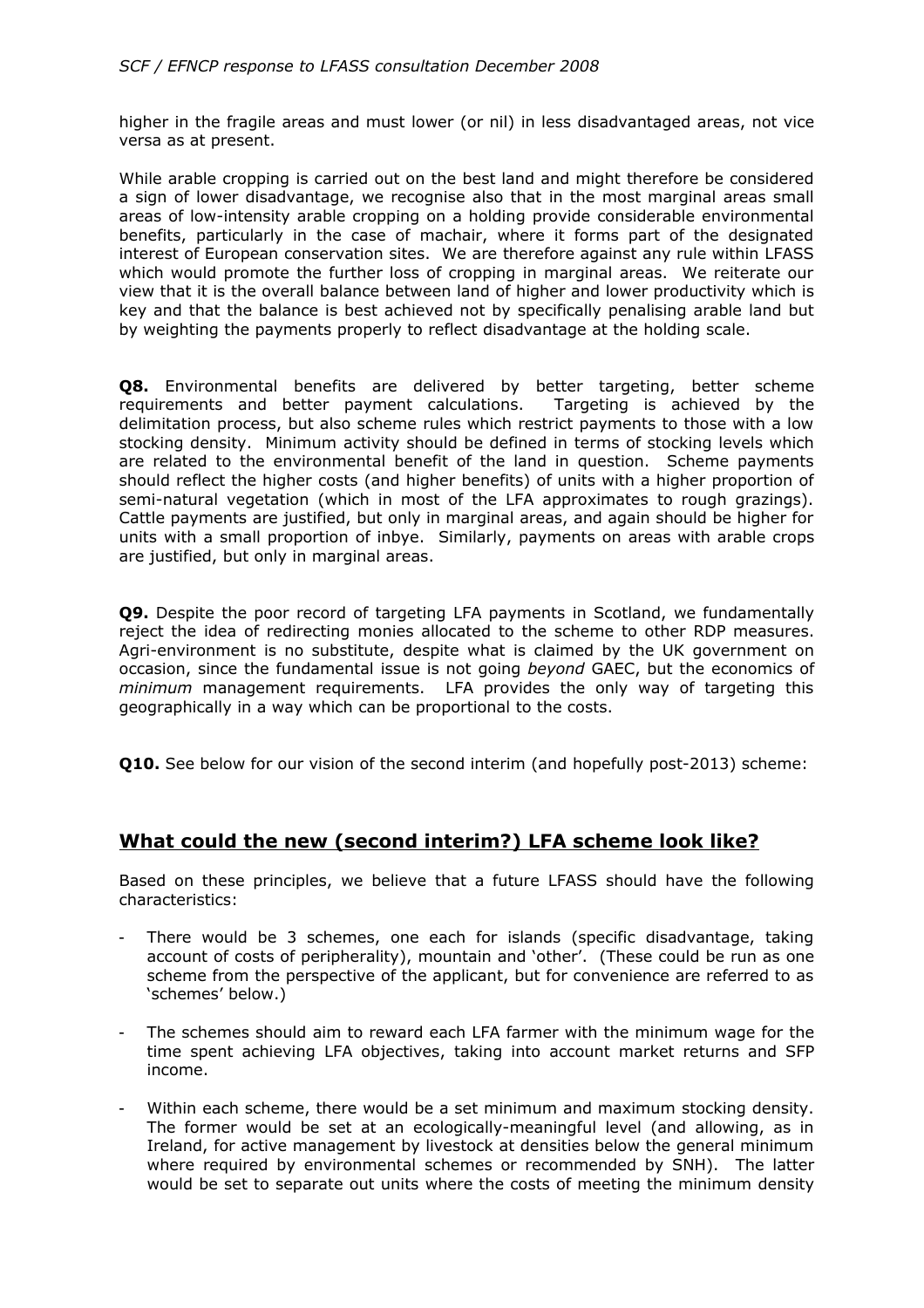higher in the fragile areas and must lower (or nil) in less disadvantaged areas, not vice versa as at present.

While arable cropping is carried out on the best land and might therefore be considered a sign of lower disadvantage, we recognise also that in the most marginal areas small areas of low-intensity arable cropping on a holding provide considerable environmental benefits, particularly in the case of machair, where it forms part of the designated interest of European conservation sites. We are therefore against any rule within LFASS which would promote the further loss of cropping in marginal areas. We reiterate our view that it is the overall balance between land of higher and lower productivity which is key and that the balance is best achieved not by specifically penalising arable land but by weighting the payments properly to reflect disadvantage at the holding scale.

**Q8.** Environmental benefits are delivered by better targeting, better scheme requirements and better payment calculations. Targeting is achieved by the delimitation process, but also scheme rules which restrict payments to those with a low stocking density. Minimum activity should be defined in terms of stocking levels which are related to the environmental benefit of the land in question. Scheme payments should reflect the higher costs (and higher benefits) of units with a higher proportion of semi-natural vegetation (which in most of the LFA approximates to rough grazings). Cattle payments are justified, but only in marginal areas, and again should be higher for units with a small proportion of inbye. Similarly, payments on areas with arable crops are justified, but only in marginal areas.

**Q9.** Despite the poor record of targeting LFA payments in Scotland, we fundamentally reject the idea of redirecting monies allocated to the scheme to other RDP measures. Agri-environment is no substitute, despite what is claimed by the UK government on occasion, since the fundamental issue is not going *beyond* GAEC, but the economics of *minimum* management requirements. LFA provides the only way of targeting this geographically in a way which can be proportional to the costs.

**Q10.** See below for our vision of the second interim (and hopefully post-2013) scheme:

## What could the new (second interim?) LFA scheme look like?

Based on these principles, we believe that a future LFASS should have the following characteristics:

- There would be 3 schemes, one each for islands (specific disadvantage, taking account of costs of peripherality), mountain and 'other'. (These could be run as one scheme from the perspective of the applicant, but for convenience are referred to as 'schemes' below.)
- The schemes should aim to reward each LFA farmer with the minimum wage for the time spent achieving LFA objectives, taking into account market returns and SFP income.
- Within each scheme, there would be a set minimum and maximum stocking density. The former would be set at an ecologically-meaningful level (and allowing, as in Ireland, for active management by livestock at densities below the general minimum where required by environmental schemes or recommended by SNH). The latter would be set to separate out units where the costs of meeting the minimum density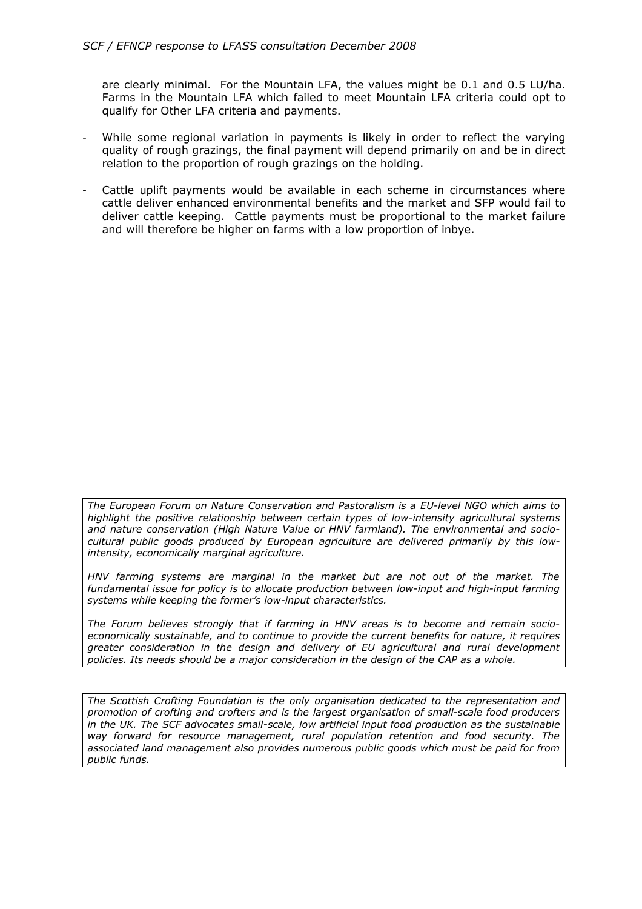are clearly minimal. For the Mountain LFA, the values might be 0.1 and 0.5 LU/ha. Farms in the Mountain LFA which failed to meet Mountain LFA criteria could opt to qualify for Other LFA criteria and payments.

- While some regional variation in payments is likely in order to reflect the varying quality of rough grazings, the final payment will depend primarily on and be in direct relation to the proportion of rough grazings on the holding.
- Cattle uplift payments would be available in each scheme in circumstances where cattle deliver enhanced environmental benefits and the market and SFP would fail to deliver cattle keeping. Cattle payments must be proportional to the market failure and will therefore be higher on farms with a low proportion of inbye.

*The European Forum on Nature Conservation and Pastoralism is a EU-level NGO which aims to highlight the positive relationship between certain types of low-intensity agricultural systems and nature conservation (High Nature Value or HNV farmland). The environmental and socio-cultural public goods produced by European agriculture are delivered primarily by this low-intensity, economically marginal agriculture.*

*HNV farming systems are marginal in the market but are not out of the market. The fundamental issue for policy is to allocate production between low-input and high-input farming systems while keeping the former's low-input characteristics.*

*The Forum believes strongly that if farming in HNV areas is to become and remain socio-economically sustainable, and to continue to provide the current benefits for nature, it requires greater consideration in the design and delivery of EU agricultural and rural development policies. Its needs should be a major consideration in the design of the CAP as a whole.*

*The Scottish Crofting Foundation is the only organisation dedicated to the representation and promotion of crofting and crofters and is the largest organisation of small-scale food producers in the UK. The SCF advocates small-scale, low artificial input food production as the sustainable way forward for resource management, rural population retention and food security. The associated land management also provides numerous public goods which must be paid for from public funds.*